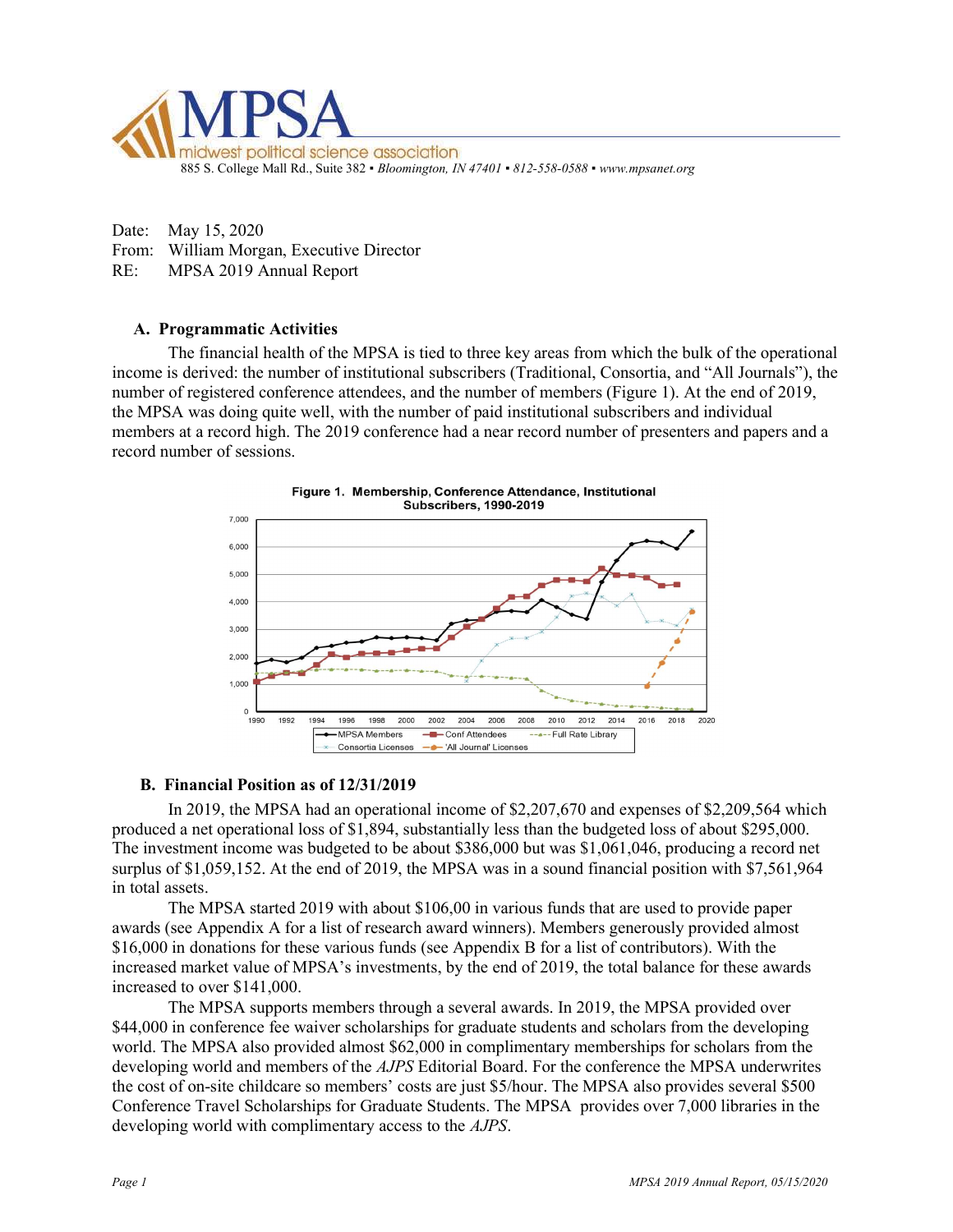MPSA
midwest political science association
885 S. College Mall Rd., Suite 382 ▪ *Bloomington, IN 47401* ▪ *812-558-0588* ▪ *www.mpsanet.org*

Date: May 15, 2020
From: William Morgan, Executive Director
RE: MPSA 2019 Annual Report

### A. Programmatic Activities

The financial health of the MPSA is tied to three key areas from which the bulk of the operational income is derived: the number of institutional subscribers (Traditional, Consortia, and "All Journals"), the number of registered conference attendees, and the number of members (Figure 1). At the end of 2019, the MPSA was doing quite well, with the number of paid institutional subscribers and individual members at a record high. The 2019 conference had a near record number of presenters and papers and a record number of sessions.

**Figure 1. Membership, Conference Attendance, Institutional Subscribers, 1990-2019**

### B. Financial Position as of 12/31/2019

In 2019, the MPSA had an operational income of $2,207,670 and expenses of $2,209,564 which produced a net operational loss of $1,894, substantially less than the budgeted loss of about $295,000. The investment income was budgeted to be about $386,000 but was $1,061,046, producing a record net surplus of $1,059,152. At the end of 2019, the MPSA was in a sound financial position with $7,561,964 in total assets.

The MPSA started 2019 with about $106,00 in various funds that are used to provide paper awards (see Appendix A for a list of research award winners). Members generously provided almost $16,000 in donations for these various funds (see Appendix B for a list of contributors). With the increased market value of MPSA's investments, by the end of 2019, the total balance for these awards increased to over $141,000.

The MPSA supports members through a several awards. In 2019, the MPSA provided over $44,000 in conference fee waiver scholarships for graduate students and scholars from the developing world. The MPSA also provided almost $62,000 in complimentary memberships for scholars from the developing world and members of the *AJPS* Editorial Board. For the conference the MPSA underwrites the cost of on-site childcare so members' costs are just $5/hour. The MPSA also provides several $500 Conference Travel Scholarships for Graduate Students. The MPSA provides over 7,000 libraries in the developing world with complimentary access to the *AJPS*.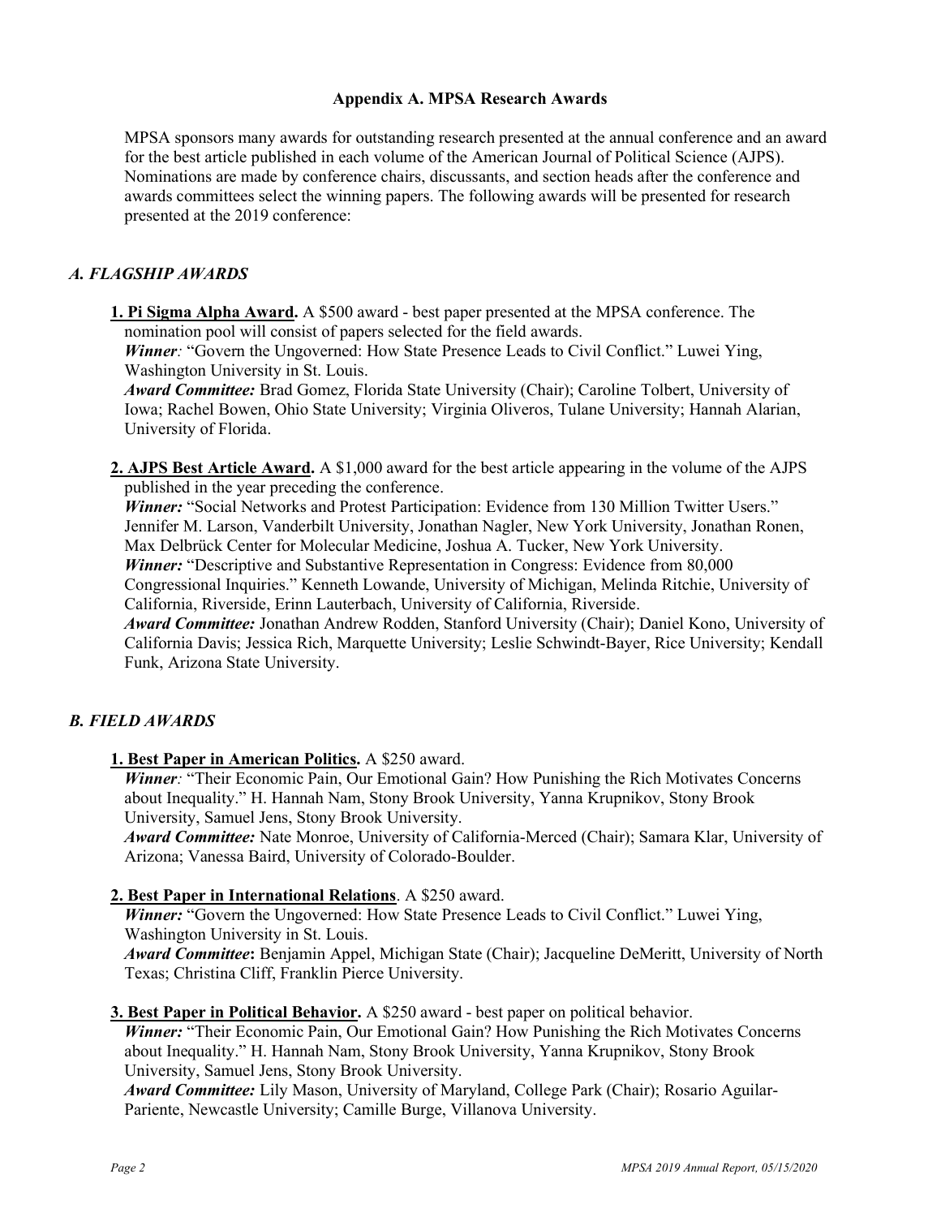### Appendix A. MPSA Research Awards

MPSA sponsors many awards for outstanding research presented at the annual conference and an award for the best article published in each volume of the American Journal of Political Science (AJPS). Nominations are made by conference chairs, discussants, and section heads after the conference and awards committees select the winning papers. The following awards will be presented for research presented at the 2019 conference:

## *A. FLAGSHIP AWARDS*

**1. Pi Sigma Alpha Award.** A $500 award - best paper presented at the MPSA conference. The nomination pool will consist of papers selected for the field awards.
***Winner:*** "Govern the Ungoverned: How State Presence Leads to Civil Conflict." Luwei Ying, Washington University in St. Louis.
***Award Committee:*** Brad Gomez, Florida State University (Chair); Caroline Tolbert, University of Iowa; Rachel Bowen, Ohio State University; Virginia Oliveros, Tulane University; Hannah Alarian, University of Florida.

**2. AJPS Best Article Award.** A $1,000 award for the best article appearing in the volume of the AJPS published in the year preceding the conference.
***Winner:*** "Social Networks and Protest Participation: Evidence from 130 Million Twitter Users." Jennifer M. Larson, Vanderbilt University, Jonathan Nagler, New York University, Jonathan Ronen, Max Delbrück Center for Molecular Medicine, Joshua A. Tucker, New York University.
***Winner:*** "Descriptive and Substantive Representation in Congress: Evidence from 80,000 Congressional Inquiries." Kenneth Lowande, University of Michigan, Melinda Ritchie, University of California, Riverside, Erinn Lauterbach, University of California, Riverside.
***Award Committee:*** Jonathan Andrew Rodden, Stanford University (Chair); Daniel Kono, University of California Davis; Jessica Rich, Marquette University; Leslie Schwindt-Bayer, Rice University; Kendall Funk, Arizona State University.

## *B. FIELD AWARDS*

**1. Best Paper in American Politics.** A $250 award.
***Winner:*** "Their Economic Pain, Our Emotional Gain? How Punishing the Rich Motivates Concerns about Inequality." H. Hannah Nam, Stony Brook University, Yanna Krupnikov, Stony Brook University, Samuel Jens, Stony Brook University.
***Award Committee:*** Nate Monroe, University of California-Merced (Chair); Samara Klar, University of Arizona; Vanessa Baird, University of Colorado-Boulder.

**2. Best Paper in International Relations**. A $250 award.
***Winner:*** "Govern the Ungoverned: How State Presence Leads to Civil Conflict." Luwei Ying, Washington University in St. Louis.
***Award Committee*:** Benjamin Appel, Michigan State (Chair); Jacqueline DeMeritt, University of North Texas; Christina Cliff, Franklin Pierce University.

**3. Best Paper in Political Behavior.** A $250 award - best paper on political behavior.
***Winner:*** "Their Economic Pain, Our Emotional Gain? How Punishing the Rich Motivates Concerns about Inequality." H. Hannah Nam, Stony Brook University, Yanna Krupnikov, Stony Brook University, Samuel Jens, Stony Brook University.
***Award Committee:*** Lily Mason, University of Maryland, College Park (Chair); Rosario Aguilar-Pariente, Newcastle University; Camille Burge, Villanova University.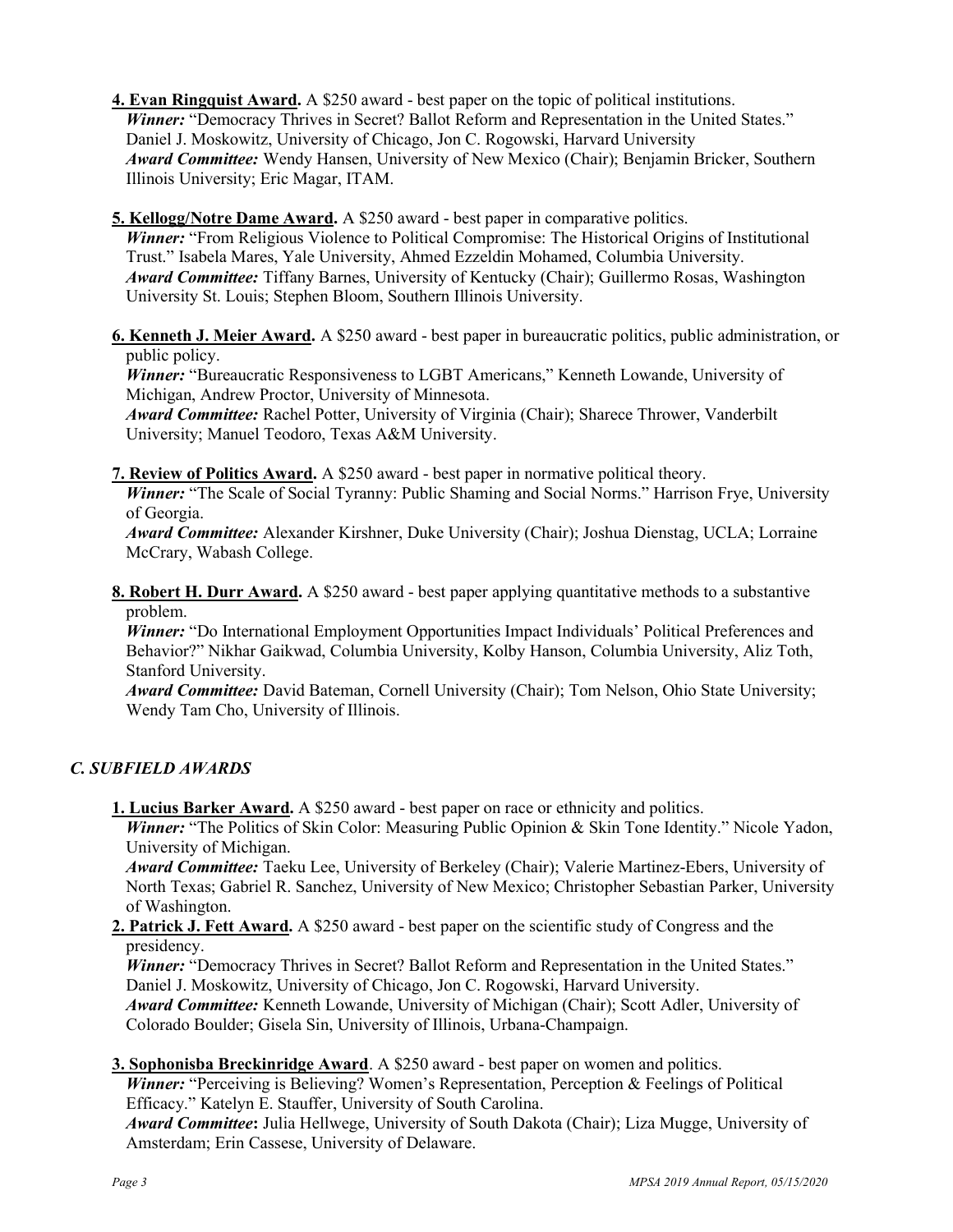**4. Evan Ringquist Award.** A $250 award - best paper on the topic of political institutions.
*Winner:* "Democracy Thrives in Secret? Ballot Reform and Representation in the United States." Daniel J. Moskowitz, University of Chicago, Jon C. Rogowski, Harvard University
*Award Committee:* Wendy Hansen, University of New Mexico (Chair); Benjamin Bricker, Southern Illinois University; Eric Magar, ITAM.

**5. Kellogg/Notre Dame Award.** A $250 award - best paper in comparative politics.
*Winner:* "From Religious Violence to Political Compromise: The Historical Origins of Institutional Trust." Isabela Mares, Yale University, Ahmed Ezzeldin Mohamed, Columbia University.
*Award Committee:* Tiffany Barnes, University of Kentucky (Chair); Guillermo Rosas, Washington University St. Louis; Stephen Bloom, Southern Illinois University.

**6. Kenneth J. Meier Award.** A $250 award - best paper in bureaucratic politics, public administration, or public policy.
*Winner:* "Bureaucratic Responsiveness to LGBT Americans," Kenneth Lowande, University of Michigan, Andrew Proctor, University of Minnesota.
*Award Committee:* Rachel Potter, University of Virginia (Chair); Sharece Thrower, Vanderbilt University; Manuel Teodoro, Texas A&M University.

**7. Review of Politics Award.** A $250 award - best paper in normative political theory.
*Winner:* "The Scale of Social Tyranny: Public Shaming and Social Norms." Harrison Frye, University of Georgia.
*Award Committee:* Alexander Kirshner, Duke University (Chair); Joshua Dienstag, UCLA; Lorraine McCrary, Wabash College.

**8. Robert H. Durr Award.** A $250 award - best paper applying quantitative methods to a substantive problem.
*Winner:* "Do International Employment Opportunities Impact Individuals' Political Preferences and Behavior?" Nikhar Gaikwad, Columbia University, Kolby Hanson, Columbia University, Aliz Toth, Stanford University.
*Award Committee:* David Bateman, Cornell University (Chair); Tom Nelson, Ohio State University; Wendy Tam Cho, University of Illinois.

## *C. SUBFIELD AWARDS*

**1. Lucius Barker Award.** A $250 award - best paper on race or ethnicity and politics.
*Winner:* "The Politics of Skin Color: Measuring Public Opinion & Skin Tone Identity." Nicole Yadon, University of Michigan.
*Award Committee:* Taeku Lee, University of Berkeley (Chair); Valerie Martinez-Ebers, University of North Texas; Gabriel R. Sanchez, University of New Mexico; Christopher Sebastian Parker, University of Washington.

**2. Patrick J. Fett Award.** A $250 award - best paper on the scientific study of Congress and the presidency.
*Winner:* "Democracy Thrives in Secret? Ballot Reform and Representation in the United States." Daniel J. Moskowitz, University of Chicago, Jon C. Rogowski, Harvard University.
*Award Committee:* Kenneth Lowande, University of Michigan (Chair); Scott Adler, University of Colorado Boulder; Gisela Sin, University of Illinois, Urbana-Champaign.

**3. Sophonisba Breckinridge Award**. A $250 award - best paper on women and politics.
*Winner:* "Perceiving is Believing? Women's Representation, Perception & Feelings of Political Efficacy." Katelyn E. Stauffer, University of South Carolina.
*Award Committee***:** Julia Hellwege, University of South Dakota (Chair); Liza Mugge, University of Amsterdam; Erin Cassese, University of Delaware.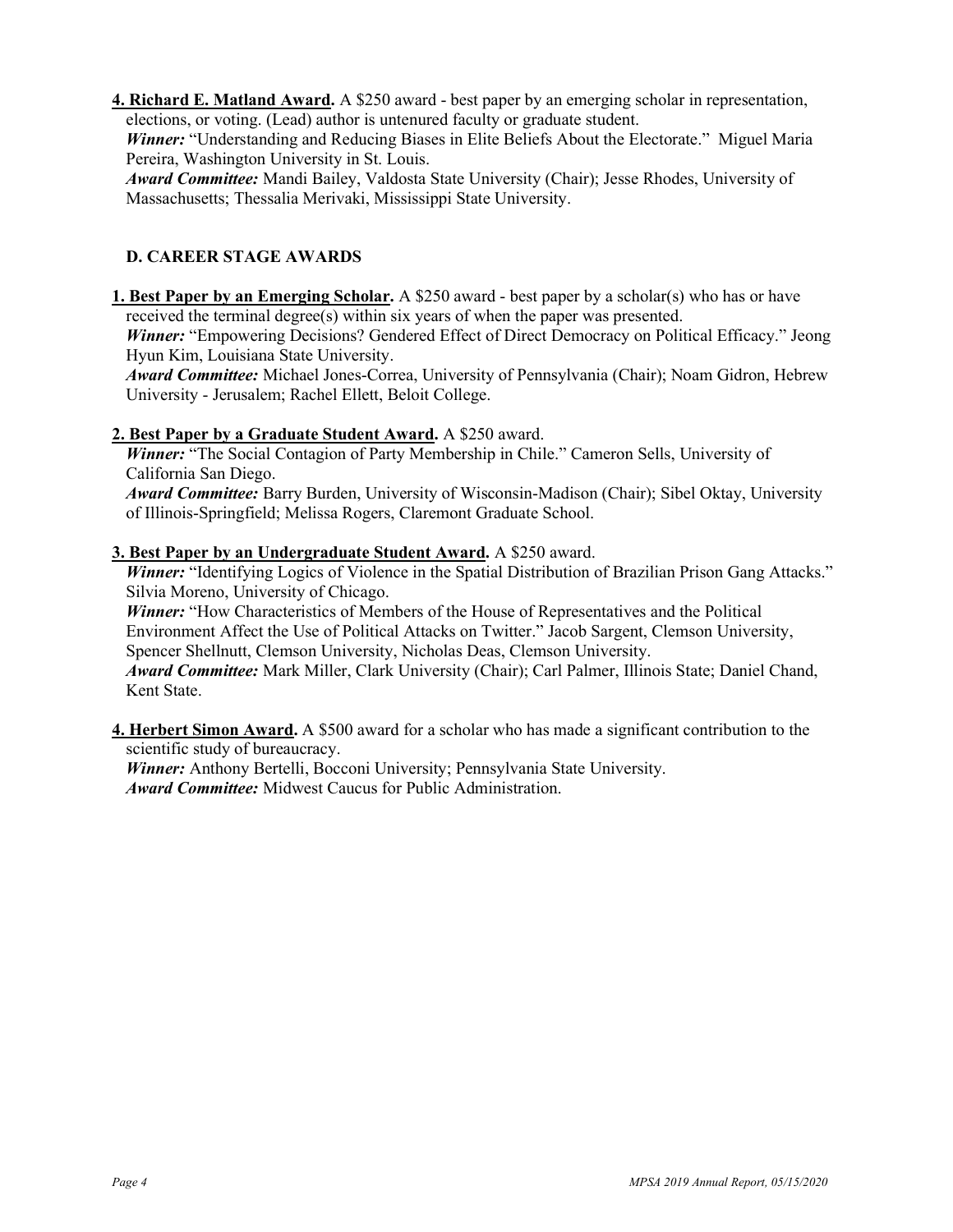**4. Richard E. Matland Award.** A $250 award - best paper by an emerging scholar in representation, elections, or voting. (Lead) author is untenured faculty or graduate student.
***Winner:*** "Understanding and Reducing Biases in Elite Beliefs About the Electorate." Miguel Maria Pereira, Washington University in St. Louis.
***Award Committee:*** Mandi Bailey, Valdosta State University (Chair); Jesse Rhodes, University of Massachusetts; Thessalia Merivaki, Mississippi State University.

## D. CAREER STAGE AWARDS

**1. Best Paper by an Emerging Scholar.** A $250 award - best paper by a scholar(s) who has or have received the terminal degree(s) within six years of when the paper was presented.
***Winner:*** "Empowering Decisions? Gendered Effect of Direct Democracy on Political Efficacy." Jeong Hyun Kim, Louisiana State University.
***Award Committee:*** Michael Jones-Correa, University of Pennsylvania (Chair); Noam Gidron, Hebrew University - Jerusalem; Rachel Ellett, Beloit College.

**2. Best Paper by a Graduate Student Award.** A $250 award.
***Winner:*** "The Social Contagion of Party Membership in Chile." Cameron Sells, University of California San Diego.
***Award Committee:*** Barry Burden, University of Wisconsin-Madison (Chair); Sibel Oktay, University of Illinois-Springfield; Melissa Rogers, Claremont Graduate School.

**3. Best Paper by an Undergraduate Student Award.** A $250 award.
***Winner:*** "Identifying Logics of Violence in the Spatial Distribution of Brazilian Prison Gang Attacks." Silvia Moreno, University of Chicago.
***Winner:*** "How Characteristics of Members of the House of Representatives and the Political Environment Affect the Use of Political Attacks on Twitter." Jacob Sargent, Clemson University, Spencer Shellnutt, Clemson University, Nicholas Deas, Clemson University.
***Award Committee:*** Mark Miller, Clark University (Chair); Carl Palmer, Illinois State; Daniel Chand, Kent State.

**4. Herbert Simon Award.** A $500 award for a scholar who has made a significant contribution to the scientific study of bureaucracy.
***Winner:*** Anthony Bertelli, Bocconi University; Pennsylvania State University.
***Award Committee:*** Midwest Caucus for Public Administration.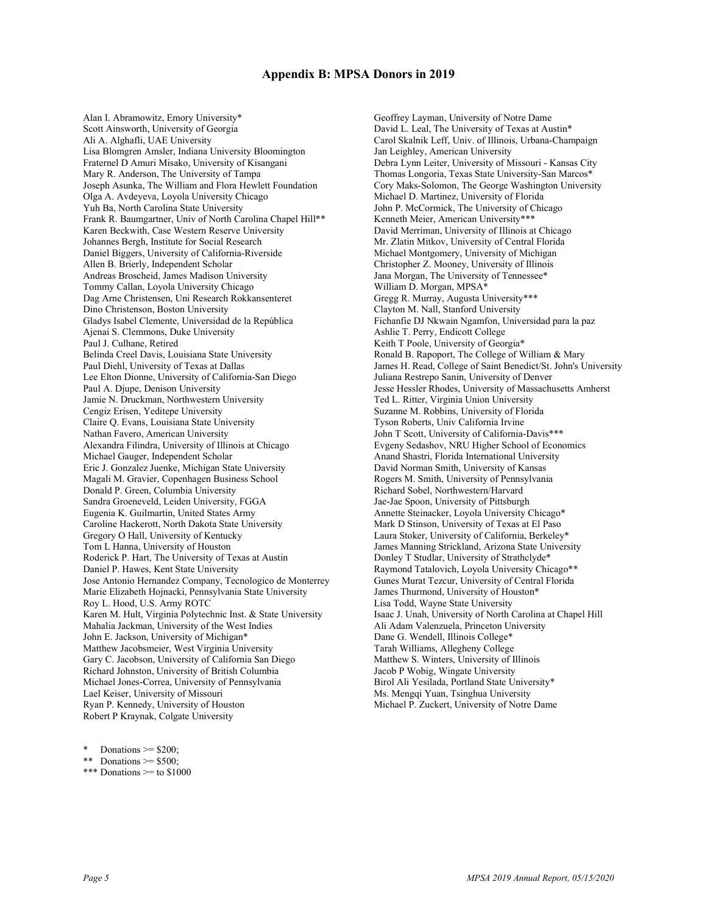## Appendix B: MPSA Donors in 2019

Alan I. Abramowitz, Emory University*
Scott Ainsworth, University of Georgia
Ali A. Alghafli, UAE University
Lisa Blomgren Amsler, Indiana University Bloomington
Fraternel D Amuri Misako, University of Kisangani
Mary R. Anderson, The University of Tampa
Joseph Asunka, The William and Flora Hewlett Foundation
Olga A. Avdeyeva, Loyola University Chicago
Yuh Ba, North Carolina State University
Frank R. Baumgartner, Univ of North Carolina Chapel Hill**
Karen Beckwith, Case Western Reserve University
Johannes Bergh, Institute for Social Research
Daniel Biggers, University of California-Riverside
Allen B. Brierly, Independent Scholar
Andreas Broscheid, James Madison University
Tommy Callan, Loyola University Chicago
Dag Arne Christensen, Uni Research Rokkansenteret
Dino Christenson, Boston University
Gladys Isabel Clemente, Universidad de la República
Ajenai S. Clemmons, Duke University
Paul J. Culhane, Retired
Belinda Creel Davis, Louisiana State University
Paul Diehl, University of Texas at Dallas
Lee Elton Dionne, University of California-San Diego
Paul A. Djupe, Denison University
Jamie N. Druckman, Northwestern University
Cengiz Erisen, Yeditepe University
Claire Q. Evans, Louisiana State University
Nathan Favero, American University
Alexandra Filindra, University of Illinois at Chicago
Michael Gauger, Independent Scholar
Eric J. Gonzalez Juenke, Michigan State University
Magali M. Gravier, Copenhagen Business School
Donald P. Green, Columbia University
Sandra Groeneveld, Leiden University, FGGA
Eugenia K. Guilmartin, United States Army
Caroline Hackerott, North Dakota State University
Gregory O Hall, University of Kentucky
Tom L Hanna, University of Houston
Roderick P. Hart, The University of Texas at Austin
Daniel P. Hawes, Kent State University
Jose Antonio Hernandez Company, Tecnologico de Monterrey
Marie Elizabeth Hojnacki, Pennsylvania State University
Roy L. Hood, U.S. Army ROTC
Karen M. Hult, Virginia Polytechnic Inst. & State University
Mahalia Jackman, University of the West Indies
John E. Jackson, University of Michigan*
Matthew Jacobsmeier, West Virginia University
Gary C. Jacobson, University of California San Diego
Richard Johnston, University of British Columbia
Michael Jones-Correa, University of Pennsylvania
Lael Keiser, University of Missouri
Ryan P. Kennedy, University of Houston
Robert P Kraynak, Colgate University
Geoffrey Layman, University of Notre Dame
David L. Leal, The University of Texas at Austin*
Carol Skalnik Leff, Univ. of Illinois, Urbana-Champaign
Jan Leighley, American University
Debra Lynn Leiter, University of Missouri - Kansas City
Thomas Longoria, Texas State University-San Marcos*
Cory Maks-Solomon, The George Washington University
Michael D. Martinez, University of Florida
John P. McCormick, The University of Chicago
Kenneth Meier, American University***
David Merriman, University of Illinois at Chicago
Mr. Zlatin Mitkov, University of Central Florida
Michael Montgomery, University of Michigan
Christopher Z. Mooney, University of Illinois
Jana Morgan, The University of Tennessee*
William D. Morgan, MPSA*
Gregg R. Murray, Augusta University***
Clayton M. Nall, Stanford University
Fichanfie DJ Nkwain Ngamfon, Universidad para la paz
Ashlie T. Perry, Endicott College
Keith T Poole, University of Georgia*
Ronald B. Rapoport, The College of William & Mary
James H. Read, College of Saint Benedict/St. John's University
Juliana Restrepo Sanin, University of Denver
Jesse Hessler Rhodes, University of Massachusetts Amherst
Ted L. Ritter, Virginia Union University
Suzanne M. Robbins, University of Florida
Tyson Roberts, Univ California Irvine
John T Scott, University of California-Davis***
Evgeny Sedashov, NRU Higher School of Economics
Anand Shastri, Florida International University
David Norman Smith, University of Kansas
Rogers M. Smith, University of Pennsylvania
Richard Sobel, Northwestern/Harvard
Jae-Jae Spoon, University of Pittsburgh
Annette Steinacker, Loyola University Chicago*
Mark D Stinson, University of Texas at El Paso
Laura Stoker, University of California, Berkeley*
James Manning Strickland, Arizona State University
Donley T Studlar, University of Strathclyde*
Raymond Tatalovich, Loyola University Chicago**
Gunes Murat Tezcur, University of Central Florida
James Thurmond, University of Houston*
Lisa Todd, Wayne State University
Isaac J. Unah, University of North Carolina at Chapel Hill
Ali Adam Valenzuela, Princeton University
Dane G. Wendell, Illinois College*
Tarah Williams, Allegheny College
Matthew S. Winters, University of Illinois
Jacob P Wobig, Wingate University
Birol Ali Yesilada, Portland State University*
Ms. Mengqi Yuan, Tsinghua University
Michael P. Zuckert, University of Notre Dame

\* Donations >= $200;
\** Donations >= $500;
\*** Donations >= to $1000